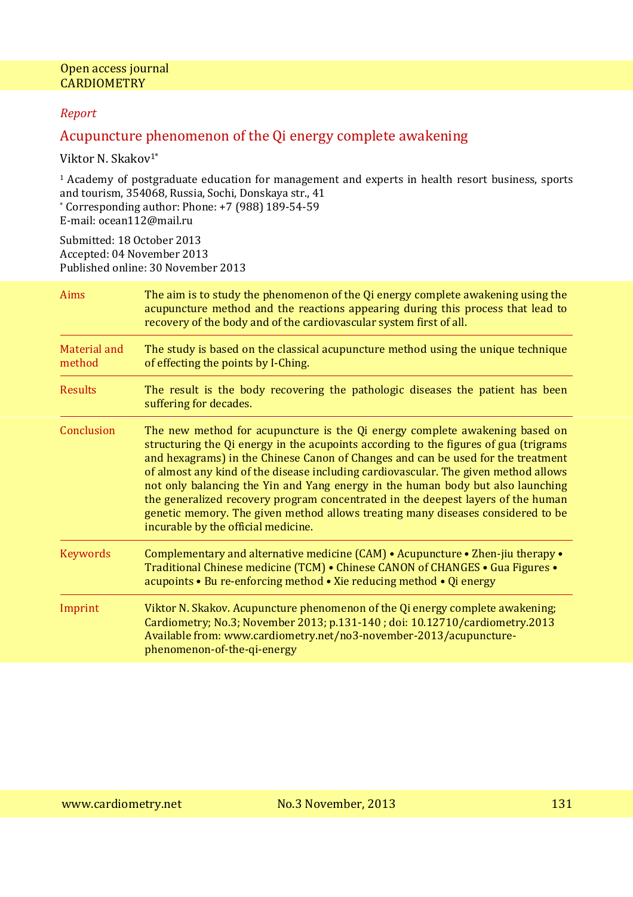Open access journal
CARDIOMETRY

*Report*

# Acupuncture phenomenon of the Qi energy complete awakening

Viktor N. Skakov[1*]

[1] Academy of postgraduate education for management and experts in health resort business, sports and tourism, 354068, Russia, Sochi, Donskaya str., 41
[*] Corresponding author: Phone: +7 (988) 189-54-59
E-mail: ocean112@mail.ru

Submitted: 18 October 2013
Accepted: 04 November 2013
Published online: 30 November 2013

| | |
|---|---|
| Aims | The aim is to study the phenomenon of the Qi energy complete awakening using the acupuncture method and the reactions appearing during this process that lead to recovery of the body and of the cardiovascular system first of all. |
| Material and method | The study is based on the classical acupuncture method using the unique technique of effecting the points by I-Ching. |
| Results | The result is the body recovering the pathologic diseases the patient has been suffering for decades. |
| Conclusion | The new method for acupuncture is the Qi energy complete awakening based on structuring the Qi energy in the acupoints according to the figures of gua (trigrams and hexagrams) in the Chinese Canon of Changes and can be used for the treatment of almost any kind of the disease including cardiovascular. The given method allows not only balancing the Yin and Yang energy in the human body but also launching the generalized recovery program concentrated in the deepest layers of the human genetic memory. The given method allows treating many diseases considered to be incurable by the official medicine. |
| Keywords | Complementary and alternative medicine (CAM) • Acupuncture • Zhen-jiu therapy • Traditional Chinese medicine (TCM) • Chinese CANON of CHANGES • Gua Figures • acupoints • Bu re-enforcing method • Xie reducing method • Qi energy |
| Imprint | Viktor N. Skakov. Acupuncture phenomenon of the Qi energy complete awakening; Cardiometry; No.3; November 2013; p.131-140 ; doi: 10.12710/cardiometry.2013 Available from: www.cardiometry.net/no3-november-2013/acupuncture-phenomenon-of-the-qi-energy |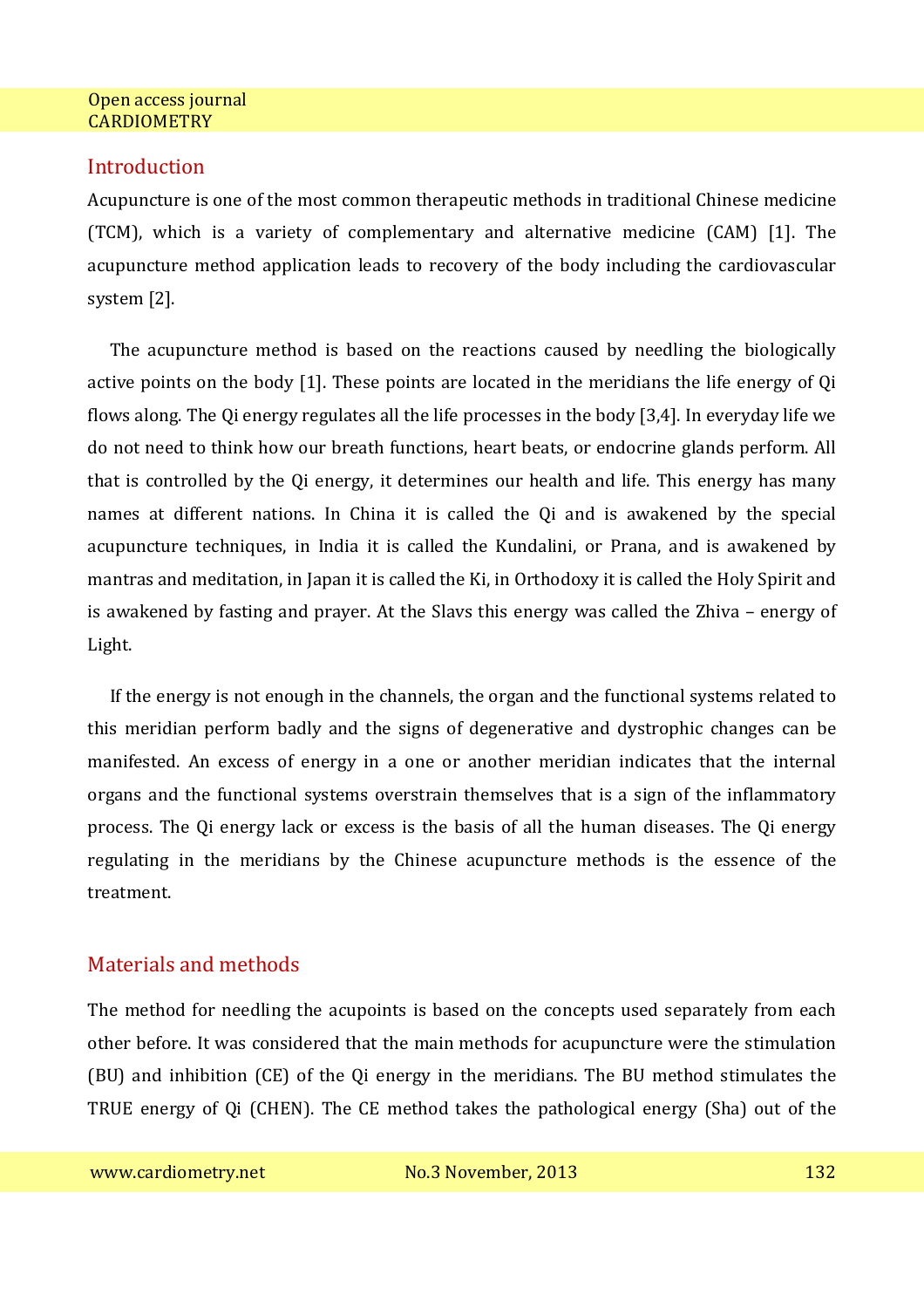## Introduction

Acupuncture is one of the most common therapeutic methods in traditional Chinese medicine (TCM), which is a variety of complementary and alternative medicine (CAM) [1]. The acupuncture method application leads to recovery of the body including the cardiovascular system [2].

The acupuncture method is based on the reactions caused by needling the biologically active points on the body [1]. These points are located in the meridians the life energy of Qi flows along. The Qi energy regulates all the life processes in the body [3,4]. In everyday life we do not need to think how our breath functions, heart beats, or endocrine glands perform. All that is controlled by the Qi energy, it determines our health and life. This energy has many names at different nations. In China it is called the Qi and is awakened by the special acupuncture techniques, in India it is called the Kundalini, or Prana, and is awakened by mantras and meditation, in Japan it is called the Ki, in Orthodoxy it is called the Holy Spirit and is awakened by fasting and prayer. At the Slavs this energy was called the Zhiva – energy of Light.

If the energy is not enough in the channels, the organ and the functional systems related to this meridian perform badly and the signs of degenerative and dystrophic changes can be manifested. An excess of energy in a one or another meridian indicates that the internal organs and the functional systems overstrain themselves that is a sign of the inflammatory process. The Qi energy lack or excess is the basis of all the human diseases. The Qi energy regulating in the meridians by the Chinese acupuncture methods is the essence of the treatment.

## Materials and methods

The method for needling the acupoints is based on the concepts used separately from each other before. It was considered that the main methods for acupuncture were the stimulation (BU) and inhibition (CE) of the Qi energy in the meridians. The BU method stimulates the TRUE energy of Qi (CHEN). The CE method takes the pathological energy (Sha) out of the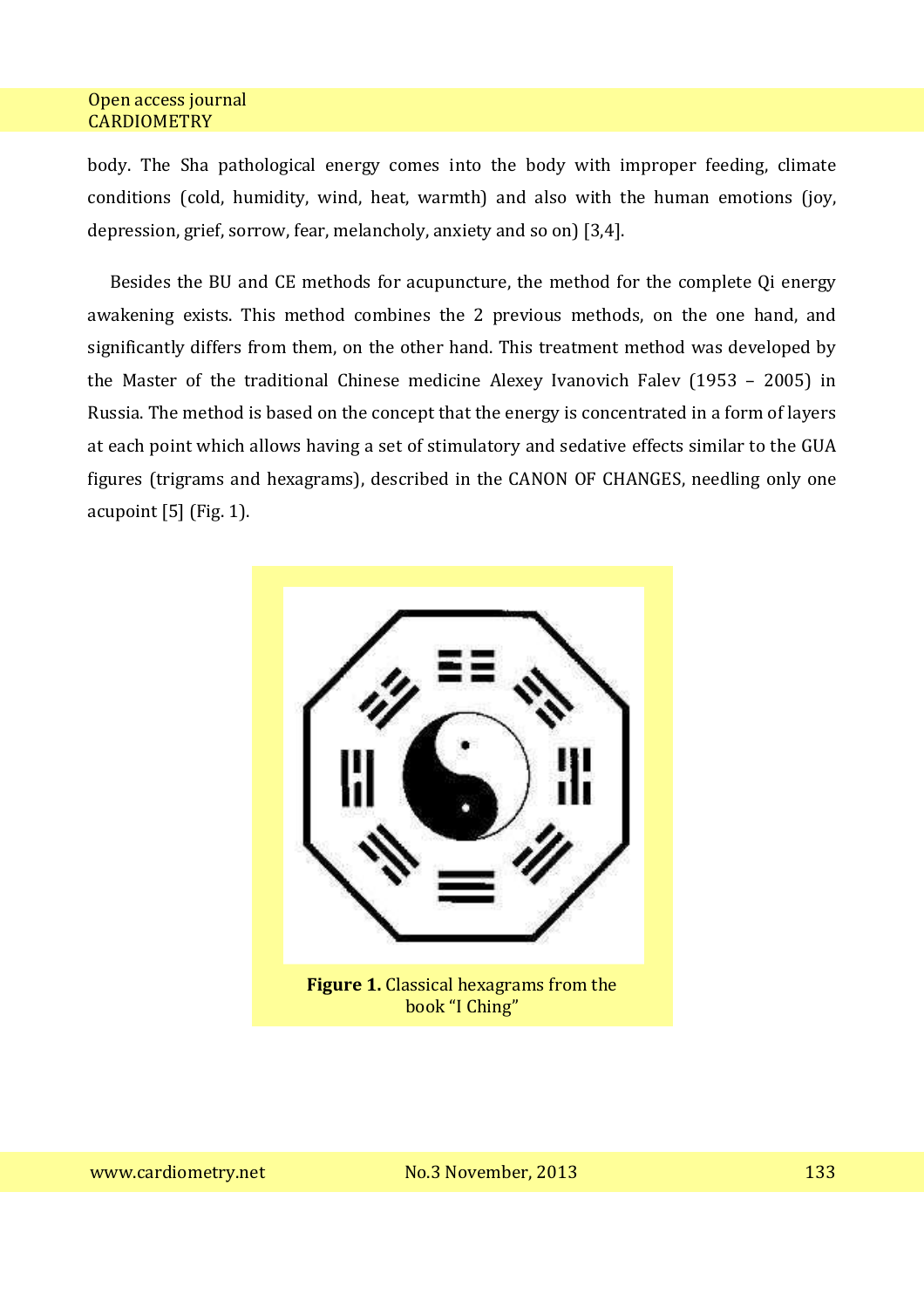body. The Sha pathological energy comes into the body with improper feeding, climate conditions (cold, humidity, wind, heat, warmth) and also with the human emotions (joy, depression, grief, sorrow, fear, melancholy, anxiety and so on) [3,4].

Besides the BU and CE methods for acupuncture, the method for the complete Qi energy awakening exists. This method combines the 2 previous methods, on the one hand, and significantly differs from them, on the other hand. This treatment method was developed by the Master of the traditional Chinese medicine Alexey Ivanovich Falev (1953 – 2005) in Russia. The method is based on the concept that the energy is concentrated in a form of layers at each point which allows having a set of stimulatory and sedative effects similar to the GUA figures (trigrams and hexagrams), described in the CANON OF CHANGES, needling only one acupoint [5] (Fig. 1).

**Figure 1.** Classical hexagrams from the book "I Ching"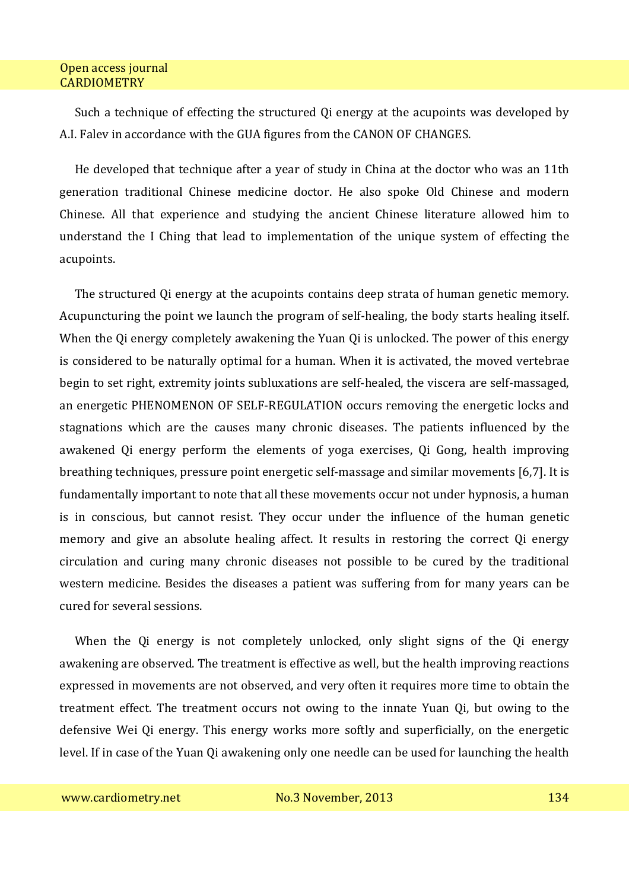Such a technique of effecting the structured Qi energy at the acupoints was developed by A.I. Falev in accordance with the GUA figures from the CANON OF CHANGES.

He developed that technique after a year of study in China at the doctor who was an 11th generation traditional Chinese medicine doctor. He also spoke Old Chinese and modern Chinese. All that experience and studying the ancient Chinese literature allowed him to understand the I Ching that lead to implementation of the unique system of effecting the acupoints.

The structured Qi energy at the acupoints contains deep strata of human genetic memory. Acupuncturing the point we launch the program of self-healing, the body starts healing itself. When the Qi energy completely awakening the Yuan Qi is unlocked. The power of this energy is considered to be naturally optimal for a human. When it is activated, the moved vertebrae begin to set right, extremity joints subluxations are self-healed, the viscera are self-massaged, an energetic PHENOMENON OF SELF-REGULATION occurs removing the energetic locks and stagnations which are the causes many chronic diseases. The patients influenced by the awakened Qi energy perform the elements of yoga exercises, Qi Gong, health improving breathing techniques, pressure point energetic self-massage and similar movements [6,7]. It is fundamentally important to note that all these movements occur not under hypnosis, a human is in conscious, but cannot resist. They occur under the influence of the human genetic memory and give an absolute healing affect. It results in restoring the correct Qi energy circulation and curing many chronic diseases not possible to be cured by the traditional western medicine. Besides the diseases a patient was suffering from for many years can be cured for several sessions.

When the Qi energy is not completely unlocked, only slight signs of the Qi energy awakening are observed. The treatment is effective as well, but the health improving reactions expressed in movements are not observed, and very often it requires more time to obtain the treatment effect. The treatment occurs not owing to the innate Yuan Qi, but owing to the defensive Wei Qi energy. This energy works more softly and superficially, on the energetic level. If in case of the Yuan Qi awakening only one needle can be used for launching the health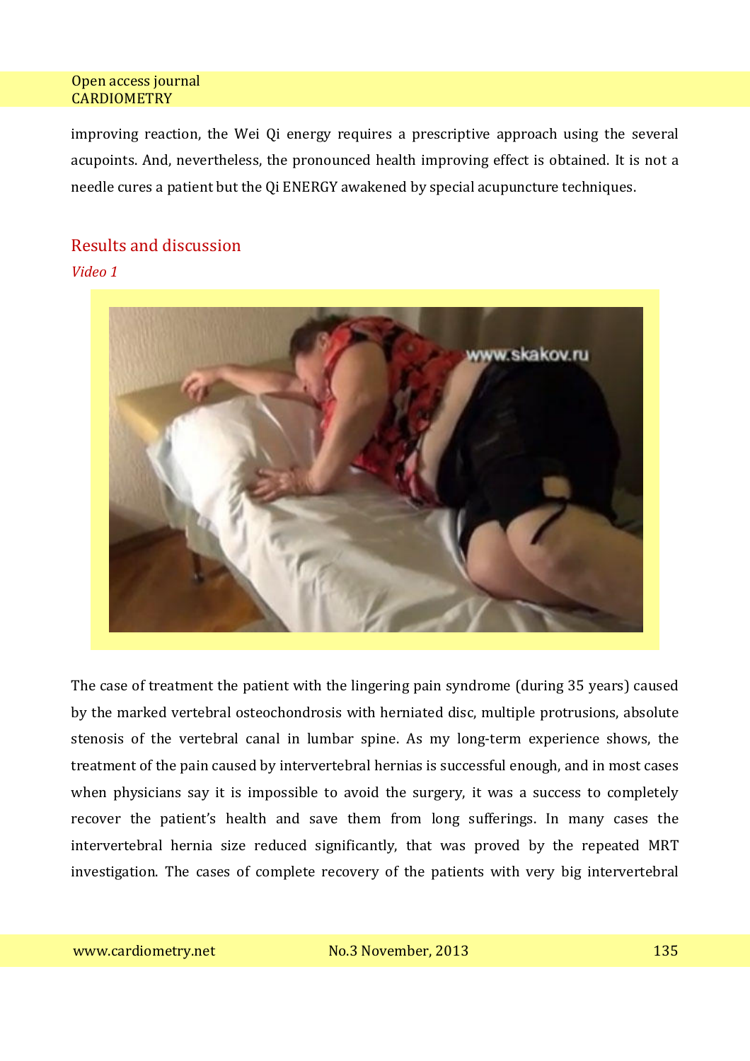improving reaction, the Wei Qi energy requires a prescriptive approach using the several acupoints. And, nevertheless, the pronounced health improving effect is obtained. It is not a needle cures a patient but the Qi ENERGY awakened by special acupuncture techniques.

## Results and discussion

*Video 1*

The case of treatment the patient with the lingering pain syndrome (during 35 years) caused by the marked vertebral osteochondrosis with herniated disc, multiple protrusions, absolute stenosis of the vertebral canal in lumbar spine. As my long-term experience shows, the treatment of the pain caused by intervertebral hernias is successful enough, and in most cases when physicians say it is impossible to avoid the surgery, it was a success to completely recover the patient's health and save them from long sufferings. In many cases the intervertebral hernia size reduced significantly, that was proved by the repeated MRT investigation. The cases of complete recovery of the patients with very big intervertebral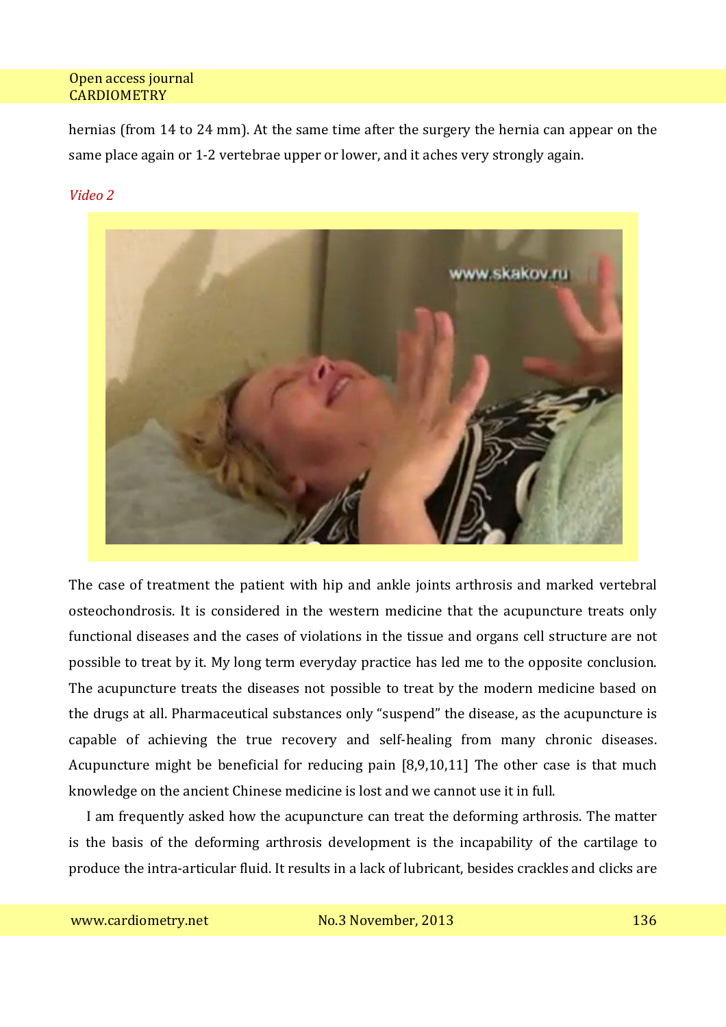hernias (from 14 to 24 mm). At the same time after the surgery the hernia can appear on the same place again or 1-2 vertebrae upper or lower, and it aches very strongly again.

*Video 2*

The case of treatment the patient with hip and ankle joints arthrosis and marked vertebral osteochondrosis. It is considered in the western medicine that the acupuncture treats only functional diseases and the cases of violations in the tissue and organs cell structure are not possible to treat by it. My long term everyday practice has led me to the opposite conclusion. The acupuncture treats the diseases not possible to treat by the modern medicine based on the drugs at all. Pharmaceutical substances only "suspend" the disease, as the acupuncture is capable of achieving the true recovery and self-healing from many chronic diseases. Acupuncture might be beneficial for reducing pain [8,9,10,11] The other case is that much knowledge on the ancient Chinese medicine is lost and we cannot use it in full.

I am frequently asked how the acupuncture can treat the deforming arthrosis. The matter is the basis of the deforming arthrosis development is the incapability of the cartilage to produce the intra-articular fluid. It results in a lack of lubricant, besides crackles and clicks are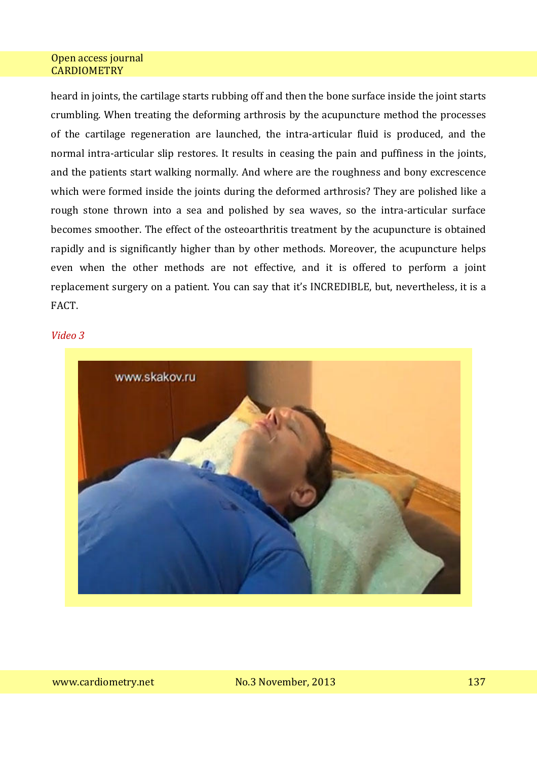heard in joints, the cartilage starts rubbing off and then the bone surface inside the joint starts crumbling. When treating the deforming arthrosis by the acupuncture method the processes of the cartilage regeneration are launched, the intra-articular fluid is produced, and the normal intra-articular slip restores. It results in ceasing the pain and puffiness in the joints, and the patients start walking normally. And where are the roughness and bony excrescence which were formed inside the joints during the deformed arthrosis? They are polished like a rough stone thrown into a sea and polished by sea waves, so the intra-articular surface becomes smoother. The effect of the osteoarthritis treatment by the acupuncture is obtained rapidly and is significantly higher than by other methods. Moreover, the acupuncture helps even when the other methods are not effective, and it is offered to perform a joint replacement surgery on a patient. You can say that it's INCREDIBLE, but, nevertheless, it is a FACT.

*Video 3*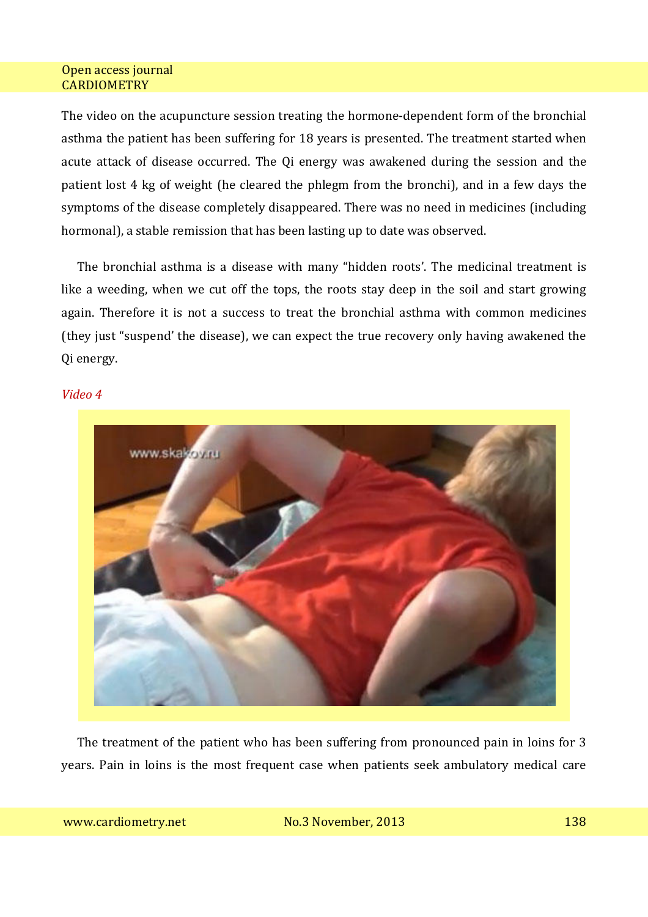The video on the acupuncture session treating the hormone-dependent form of the bronchial asthma the patient has been suffering for 18 years is presented. The treatment started when acute attack of disease occurred. The Qi energy was awakened during the session and the patient lost 4 kg of weight (he cleared the phlegm from the bronchi), and in a few days the symptoms of the disease completely disappeared. There was no need in medicines (including hormonal), a stable remission that has been lasting up to date was observed.

The bronchial asthma is a disease with many "hidden roots'. The medicinal treatment is like a weeding, when we cut off the tops, the roots stay deep in the soil and start growing again. Therefore it is not a success to treat the bronchial asthma with common medicines (they just "suspend' the disease), we can expect the true recovery only having awakened the Qi energy.

*Video 4*

The treatment of the patient who has been suffering from pronounced pain in loins for 3 years. Pain in loins is the most frequent case when patients seek ambulatory medical care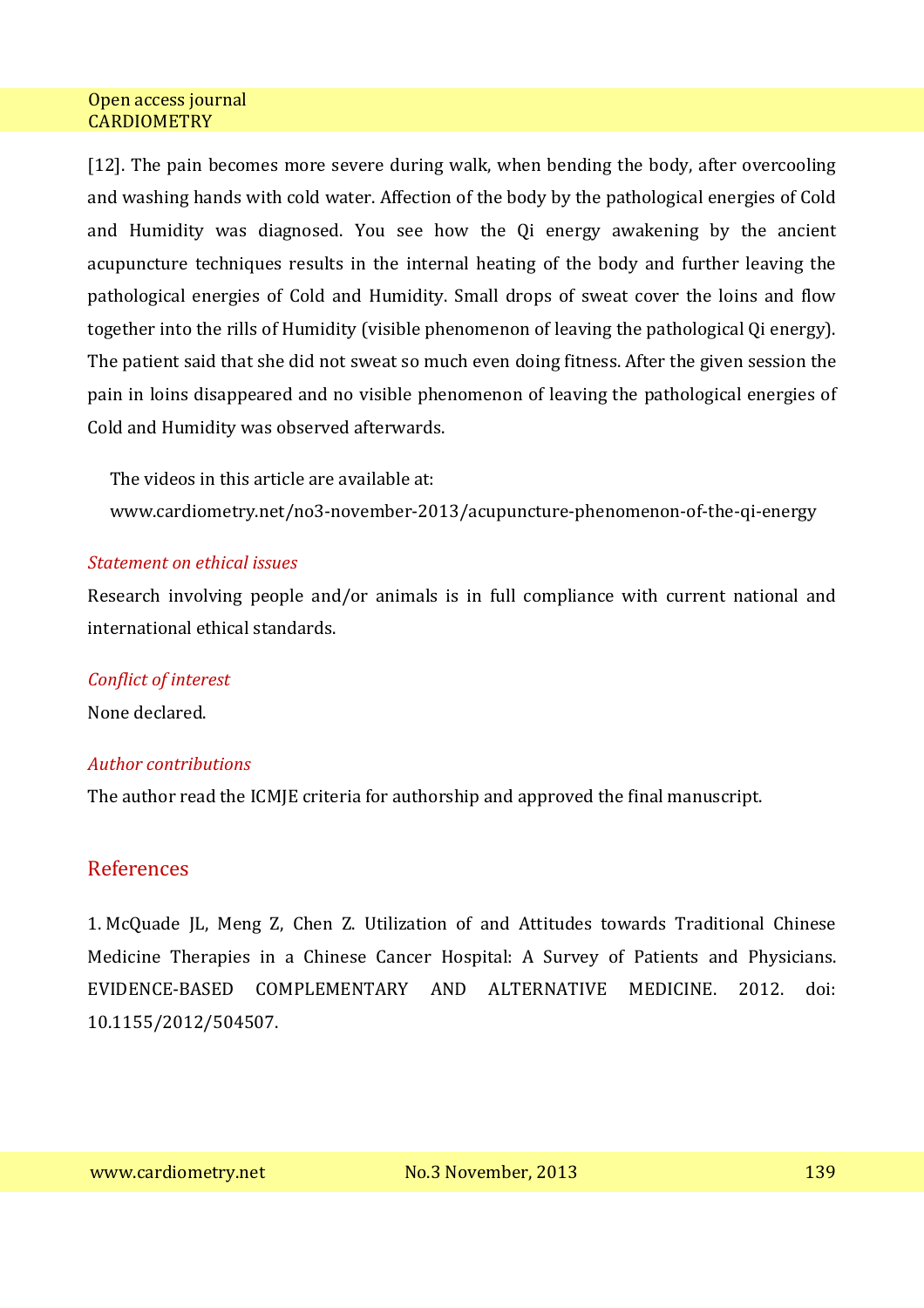[12]. The pain becomes more severe during walk, when bending the body, after overcooling and washing hands with cold water. Affection of the body by the pathological energies of Cold and Humidity was diagnosed. You see how the Qi energy awakening by the ancient acupuncture techniques results in the internal heating of the body and further leaving the pathological energies of Cold and Humidity. Small drops of sweat cover the loins and flow together into the rills of Humidity (visible phenomenon of leaving the pathological Qi energy). The patient said that she did not sweat so much even doing fitness. After the given session the pain in loins disappeared and no visible phenomenon of leaving the pathological energies of Cold and Humidity was observed afterwards.

The videos in this article are available at:
www.cardiometry.net/no3-november-2013/acupuncture-phenomenon-of-the-qi-energy

*Statement on ethical issues*

Research involving people and/or animals is in full compliance with current national and international ethical standards.

*Conflict of interest*

None declared.

*Author contributions*

The author read the ICMJE criteria for authorship and approved the final manuscript.

## References

1. McQuade JL, Meng Z, Chen Z. Utilization of and Attitudes towards Traditional Chinese Medicine Therapies in a Chinese Cancer Hospital: A Survey of Patients and Physicians. EVIDENCE-BASED COMPLEMENTARY AND ALTERNATIVE MEDICINE. 2012. doi: 10.1155/2012/504507.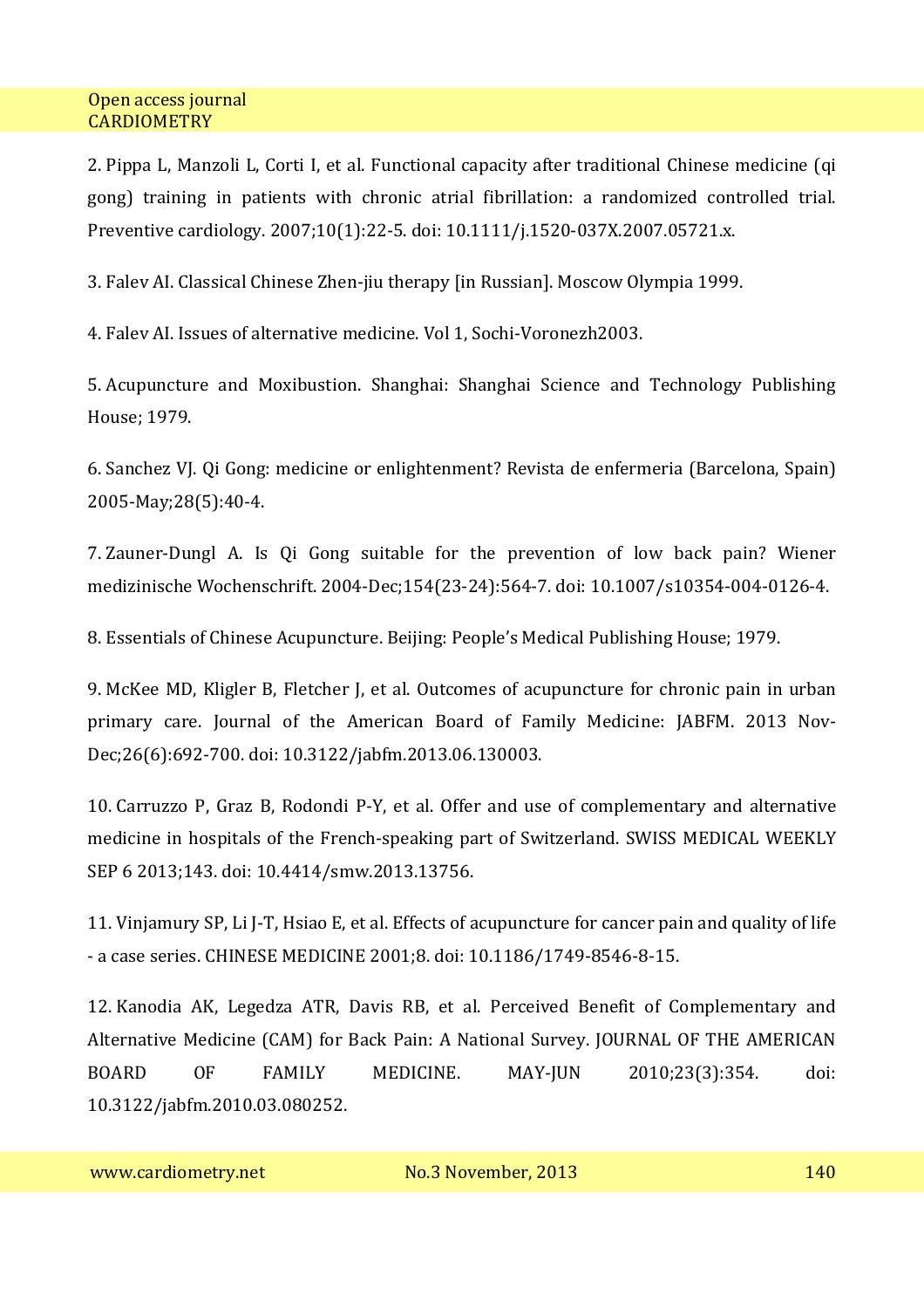2. Pippa L, Manzoli L, Corti I, et al. Functional capacity after traditional Chinese medicine (qi gong) training in patients with chronic atrial fibrillation: a randomized controlled trial. Preventive cardiology. 2007;10(1):22-5. doi: 10.1111/j.1520-037X.2007.05721.x.

3. Falev AI. Classical Chinese Zhen-jiu therapy [in Russian]. Moscow Olympia 1999.

4. Falev AI. Issues of alternative medicine. Vol 1, Sochi-Voronezh2003.

5. Acupuncture and Moxibustion. Shanghai: Shanghai Science and Technology Publishing House; 1979.

6. Sanchez VJ. Qi Gong: medicine or enlightenment? Revista de enfermeria (Barcelona, Spain) 2005-May;28(5):40-4.

7. Zauner-Dungl A. Is Qi Gong suitable for the prevention of low back pain? Wiener medizinische Wochenschrift. 2004-Dec;154(23-24):564-7. doi: 10.1007/s10354-004-0126-4.

8. Essentials of Chinese Acupuncture. Beijing: People's Medical Publishing House; 1979.

9. McKee MD, Kligler B, Fletcher J, et al. Outcomes of acupuncture for chronic pain in urban primary care. Journal of the American Board of Family Medicine: JABFM. 2013 Nov-Dec;26(6):692-700. doi: 10.3122/jabfm.2013.06.130003.

10. Carruzzo P, Graz B, Rodondi P-Y, et al. Offer and use of complementary and alternative medicine in hospitals of the French-speaking part of Switzerland. SWISS MEDICAL WEEKLY SEP 6 2013;143. doi: 10.4414/smw.2013.13756.

11. Vinjamury SP, Li J-T, Hsiao E, et al. Effects of acupuncture for cancer pain and quality of life - a case series. CHINESE MEDICINE 2001;8. doi: 10.1186/1749-8546-8-15.

12. Kanodia AK, Legedza ATR, Davis RB, et al. Perceived Benefit of Complementary and Alternative Medicine (CAM) for Back Pain: A National Survey. JOURNAL OF THE AMERICAN BOARD OF FAMILY MEDICINE. MAY-JUN 2010;23(3):354. doi: 10.3122/jabfm.2010.03.080252.